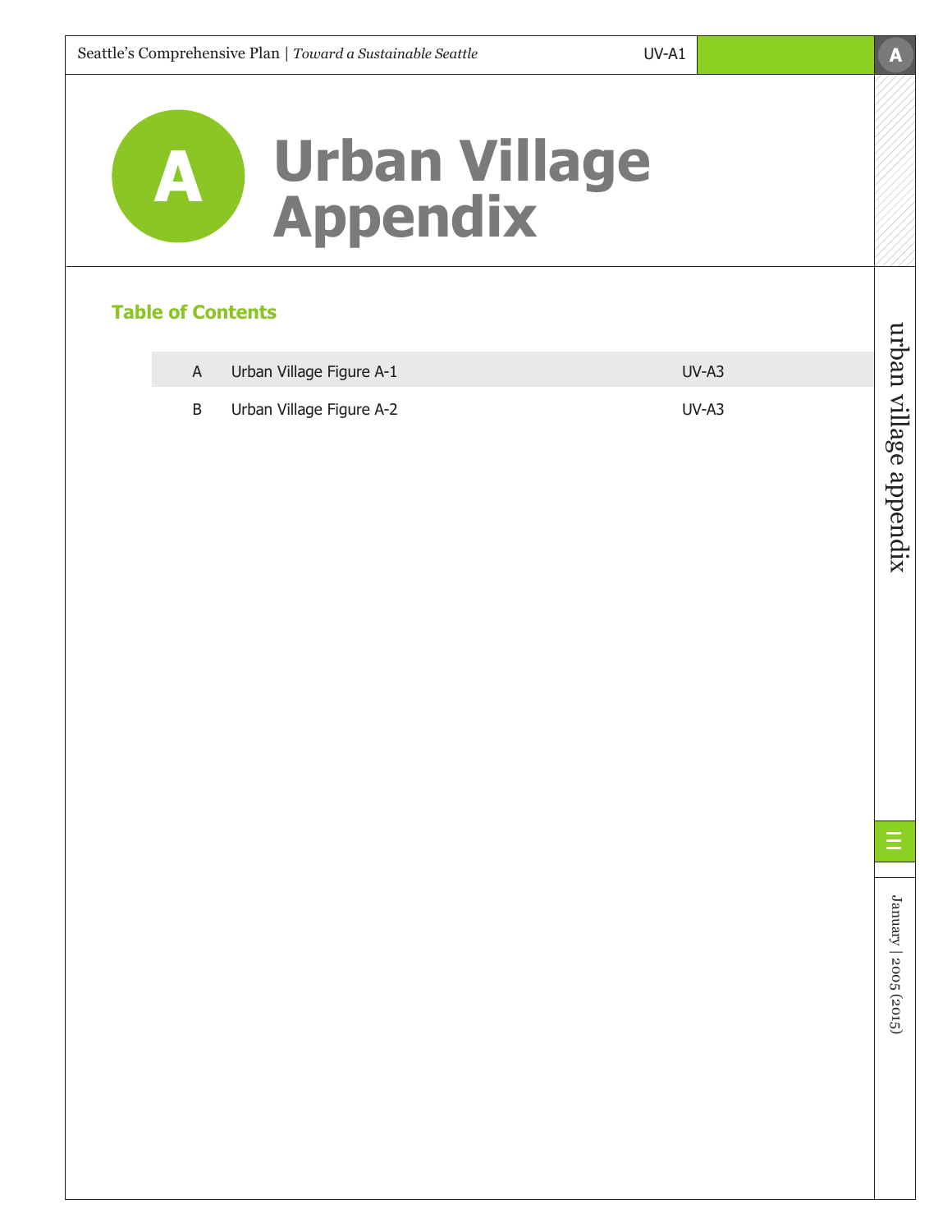# A Urban Village Appendix

## Table of Contents

| | | |
|---|---|---|
| A | Urban Village Figure A-1 | UV-A3 |
| B | Urban Village Figure A-2 | UV-A3 |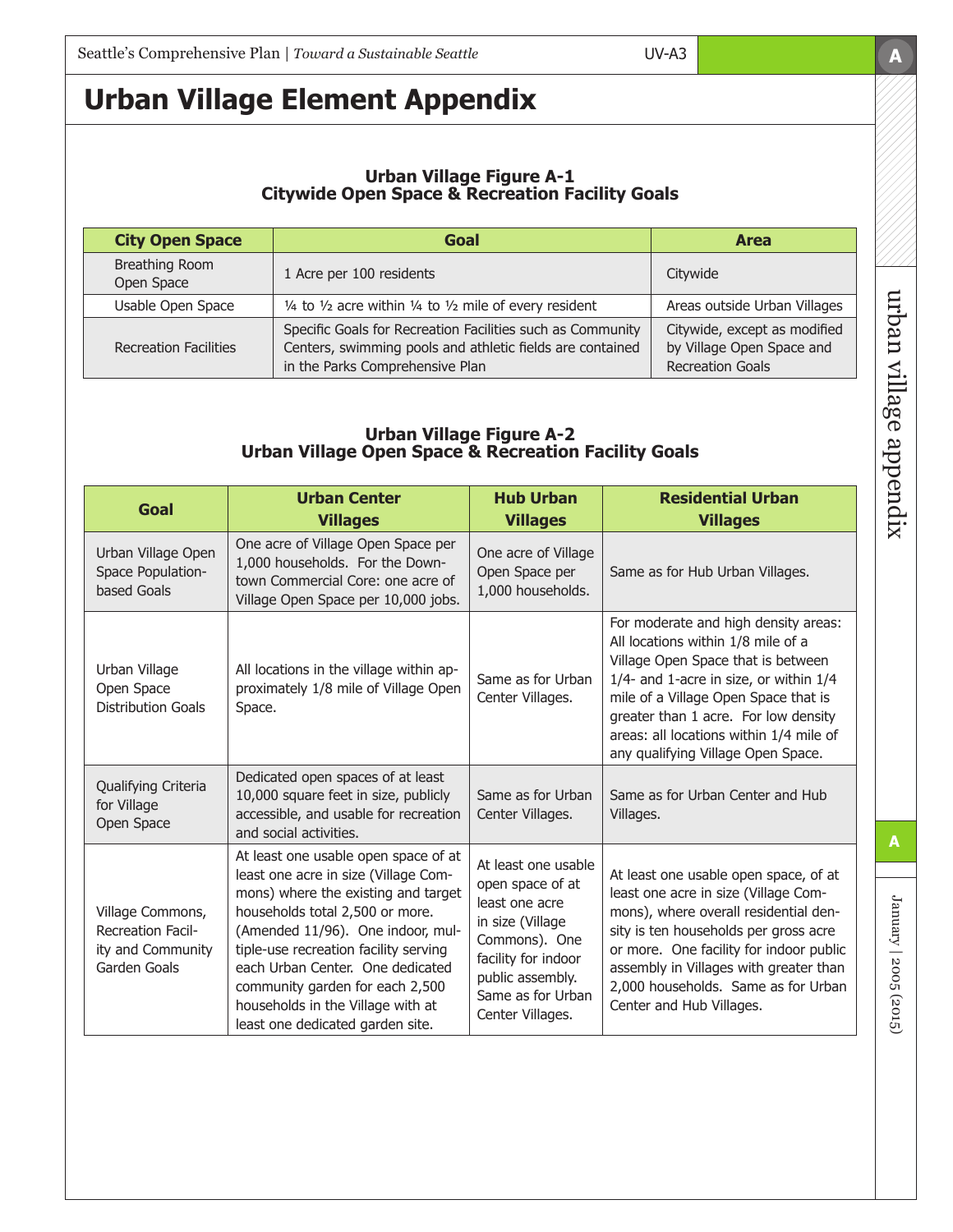# Urban Village Element Appendix

**Urban Village Figure A-1**
**Citywide Open Space & Recreation Facility Goals**

| City Open Space | Goal | Area |
|---|---|---|
| Breathing Room Open Space | 1 Acre per 100 residents | Citywide |
| Usable Open Space | ¼ to ½ acre within ¼ to ½ mile of every resident | Areas outside Urban Villages |
| Recreation Facilities | Specific Goals for Recreation Facilities such as Community Centers, swimming pools and athletic fields are contained in the Parks Comprehensive Plan | Citywide, except as modified by Village Open Space and Recreation Goals |

**Urban Village Figure A-2**
**Urban Village Open Space & Recreation Facility Goals**

| Goal | Urban Center Villages | Hub Urban Villages | Residential Urban Villages |
|---|---|---|---|
| Urban Village Open Space Population-based Goals | One acre of Village Open Space per 1,000 households. For the Downtown Commercial Core: one acre of Village Open Space per 10,000 jobs. | One acre of Village Open Space per 1,000 households. | Same as for Hub Urban Villages. |
| Urban Village Open Space Distribution Goals | All locations in the village within approximately 1/8 mile of Village Open Space. | Same as for Urban Center Villages. | For moderate and high density areas: All locations within 1/8 mile of a Village Open Space that is between 1/4- and 1-acre in size, or within 1/4 mile of a Village Open Space that is greater than 1 acre. For low density areas: all locations within 1/4 mile of any qualifying Village Open Space. |
| Qualifying Criteria for Village Open Space | Dedicated open spaces of at least 10,000 square feet in size, publicly accessible, and usable for recreation and social activities. | Same as for Urban Center Villages. | Same as for Urban Center and Hub Villages. |
| Village Commons, Recreation Facility and Community Garden Goals | At least one usable open space of at least one acre in size (Village Commons) where the existing and target households total 2,500 or more. (Amended 11/96). One indoor, multiple-use recreation facility serving each Urban Center. One dedicated community garden for each 2,500 households in the Village with at least one dedicated garden site. | At least one usable open space of at least one acre in size (Village Commons). One facility for indoor public assembly. Same as for Urban Center Villages. | At least one usable open space, of at least one acre in size (Village Commons), where overall residential density is ten households per gross acre or more. One facility for indoor public assembly in Villages with greater than 2,000 households. Same as for Urban Center and Hub Villages. |